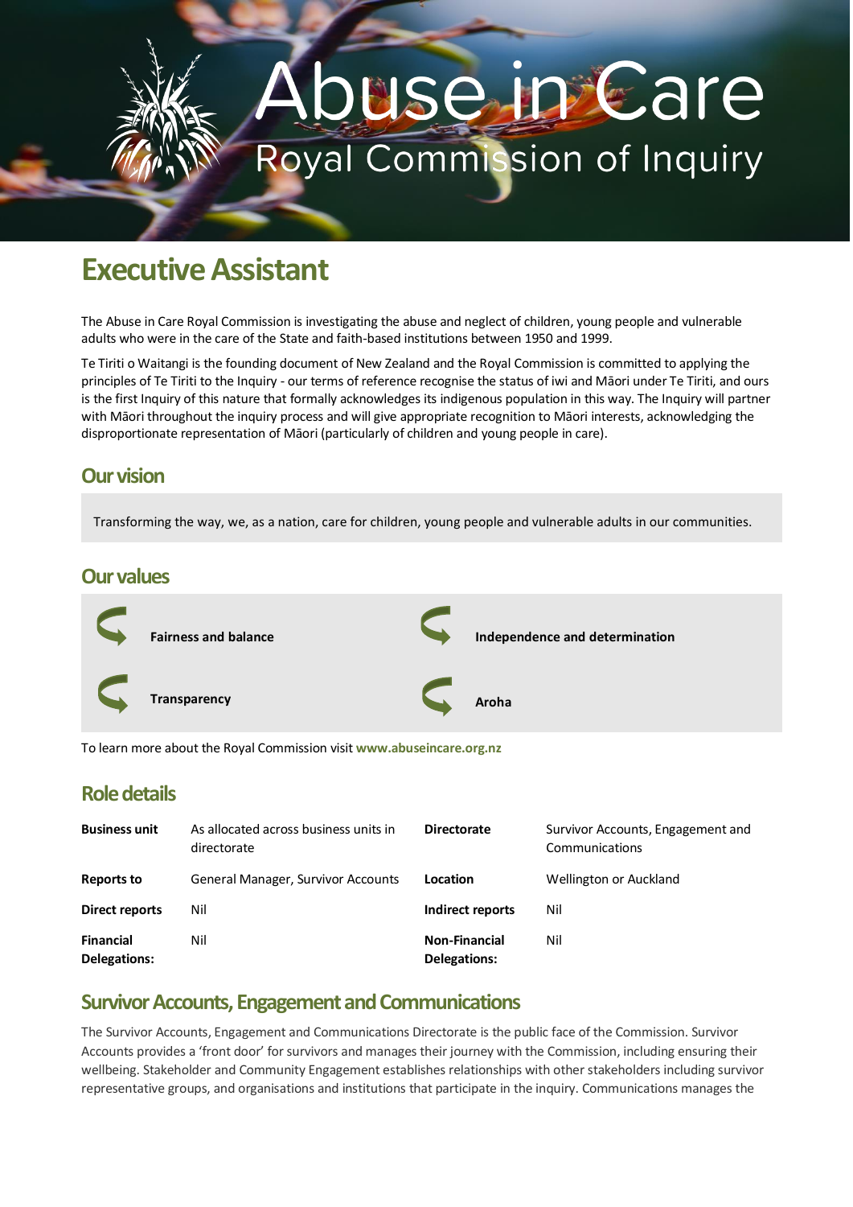# Abuse in Care

Royal Commission of Inquiry

## Executive Assistant

The Abuse in Care Royal Commission is investigating the abuse and neglect of children, young people and vulnerable adults who were in the care of the State and faith-based institutions between 1950 and 1999.

Te Tiriti o Waitangi is the founding document of New Zealand and the Royal Commission is committed to applying the principles of Te Tiriti to the Inquiry - our terms of reference recognise the status of iwi and Māori under Te Tiriti, and ours is the first Inquiry of this nature that formally acknowledges its indigenous population in this way. The Inquiry will partner with Māori throughout the inquiry process and will give appropriate recognition to Māori interests, acknowledging the disproportionate representation of Māori (particularly of children and young people in care).

### Our vision

Transforming the way, we, as a nation, care for children, young people and vulnerable adults in our communities.

### Our values

- **Fairness and balance**
- **Independence and determination**
- **Transparency**
- **Aroha**

To learn more about the Royal Commission visit **www.abuseincare.org.nz**

### Role details

| | | | |
|---|---|---|---|
| **Business unit** | As allocated across business units in directorate | **Directorate** | Survivor Accounts, Engagement and Communications |
| **Reports to** | General Manager, Survivor Accounts | **Location** | Wellington or Auckland |
| **Direct reports** | Nil | **Indirect reports** | Nil |
| **Financial Delegations:** | Nil | **Non-Financial Delegations:** | Nil |

### Survivor Accounts, Engagement and Communications

The Survivor Accounts, Engagement and Communications Directorate is the public face of the Commission. Survivor Accounts provides a 'front door' for survivors and manages their journey with the Commission, including ensuring their wellbeing. Stakeholder and Community Engagement establishes relationships with other stakeholders including survivor representative groups, and organisations and institutions that participate in the inquiry. Communications manages the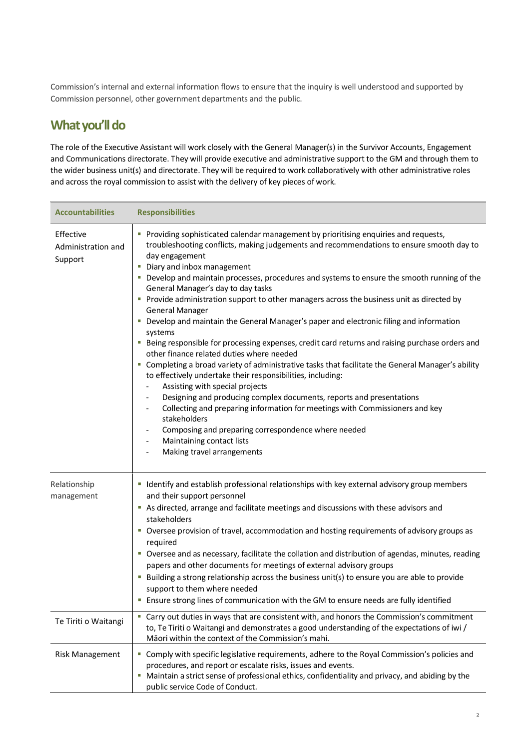Commission's internal and external information flows to ensure that the inquiry is well understood and supported by Commission personnel, other government departments and the public.

## What you'll do

The role of the Executive Assistant will work closely with the General Manager(s) in the Survivor Accounts, Engagement and Communications directorate. They will provide executive and administrative support to the GM and through them to the wider business unit(s) and directorate. They will be required to work collaboratively with other administrative roles and across the royal commission to assist with the delivery of key pieces of work.

| Accountabilities | Responsibilities |
|---|---|
| Effective Administration and Support | ▪ Providing sophisticated calendar management by prioritising enquiries and requests, troubleshooting conflicts, making judgements and recommendations to ensure smooth day to day engagement<br>▪ Diary and inbox management<br>▪ Develop and maintain processes, procedures and systems to ensure the smooth running of the General Manager's day to day tasks<br>▪ Provide administration support to other managers across the business unit as directed by General Manager<br>▪ Develop and maintain the General Manager's paper and electronic filing and information systems<br>▪ Being responsible for processing expenses, credit card returns and raising purchase orders and other finance related duties where needed<br>▪ Completing a broad variety of administrative tasks that facilitate the General Manager's ability to effectively undertake their responsibilities, including:<br>- Assisting with special projects<br>- Designing and producing complex documents, reports and presentations<br>- Collecting and preparing information for meetings with Commissioners and key stakeholders<br>- Composing and preparing correspondence where needed<br>- Maintaining contact lists<br>- Making travel arrangements |
| Relationship management | ▪ Identify and establish professional relationships with key external advisory group members and their support personnel<br>▪ As directed, arrange and facilitate meetings and discussions with these advisors and stakeholders<br>▪ Oversee provision of travel, accommodation and hosting requirements of advisory groups as required<br>▪ Oversee and as necessary, facilitate the collation and distribution of agendas, minutes, reading papers and other documents for meetings of external advisory groups<br>▪ Building a strong relationship across the business unit(s) to ensure you are able to provide support to them where needed<br>▪ Ensure strong lines of communication with the GM to ensure needs are fully identified |
| Te Tiriti o Waitangi | ▪ Carry out duties in ways that are consistent with, and honors the Commission's commitment to, Te Tiriti o Waitangi and demonstrates a good understanding of the expectations of iwi / Māori within the context of the Commission's mahi. |
| Risk Management | ▪ Comply with specific legislative requirements, adhere to the Royal Commission's policies and procedures, and report or escalate risks, issues and events.<br>▪ Maintain a strict sense of professional ethics, confidentiality and privacy, and abiding by the public service Code of Conduct. |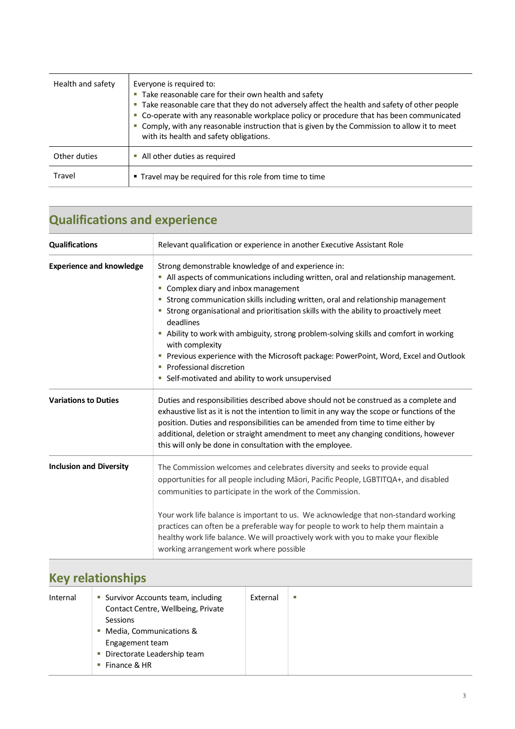| | |
|---|---|
| Health and safety | Everyone is required to:<br>▪ Take reasonable care for their own health and safety<br>▪ Take reasonable care that they do not adversely affect the health and safety of other people<br>▪ Co-operate with any reasonable workplace policy or procedure that has been communicated<br>▪ Comply, with any reasonable instruction that is given by the Commission to allow it to meet with its health and safety obligations. |
| Other duties | ▪ All other duties as required |
| Travel | ▪ Travel may be required for this role from time to time |

## Qualifications and experience

| | |
|---|---|
| **Qualifications** | Relevant qualification or experience in another Executive Assistant Role |
| **Experience and knowledge** | Strong demonstrable knowledge of and experience in:<br>▪ All aspects of communications including written, oral and relationship management.<br>▪ Complex diary and inbox management<br>▪ Strong communication skills including written, oral and relationship management<br>▪ Strong organisational and prioritisation skills with the ability to proactively meet deadlines<br>▪ Ability to work with ambiguity, strong problem-solving skills and comfort in working with complexity<br>▪ Previous experience with the Microsoft package: PowerPoint, Word, Excel and Outlook<br>▪ Professional discretion<br>▪ Self-motivated and ability to work unsupervised |
| **Variations to Duties** | Duties and responsibilities described above should not be construed as a complete and exhaustive list as it is not the intention to limit in any way the scope or functions of the position. Duties and responsibilities can be amended from time to time either by additional, deletion or straight amendment to meet any changing conditions, however this will only be done in consultation with the employee. |
| **Inclusion and Diversity** | The Commission welcomes and celebrates diversity and seeks to provide equal opportunities for all people including Māori, Pacific People, LGBTITQA+, and disabled communities to participate in the work of the Commission.<br><br>Your work life balance is important to us. We acknowledge that non-standard working practices can often be a preferable way for people to work to help them maintain a healthy work life balance. We will proactively work with you to make your flexible working arrangement work where possible |

## Key relationships

| | | | |
|---|---|---|---|
| Internal | ▪ Survivor Accounts team, including Contact Centre, Wellbeing, Private Sessions<br>▪ Media, Communications & Engagement team<br>▪ Directorate Leadership team<br>▪ Finance & HR | External | ▪ |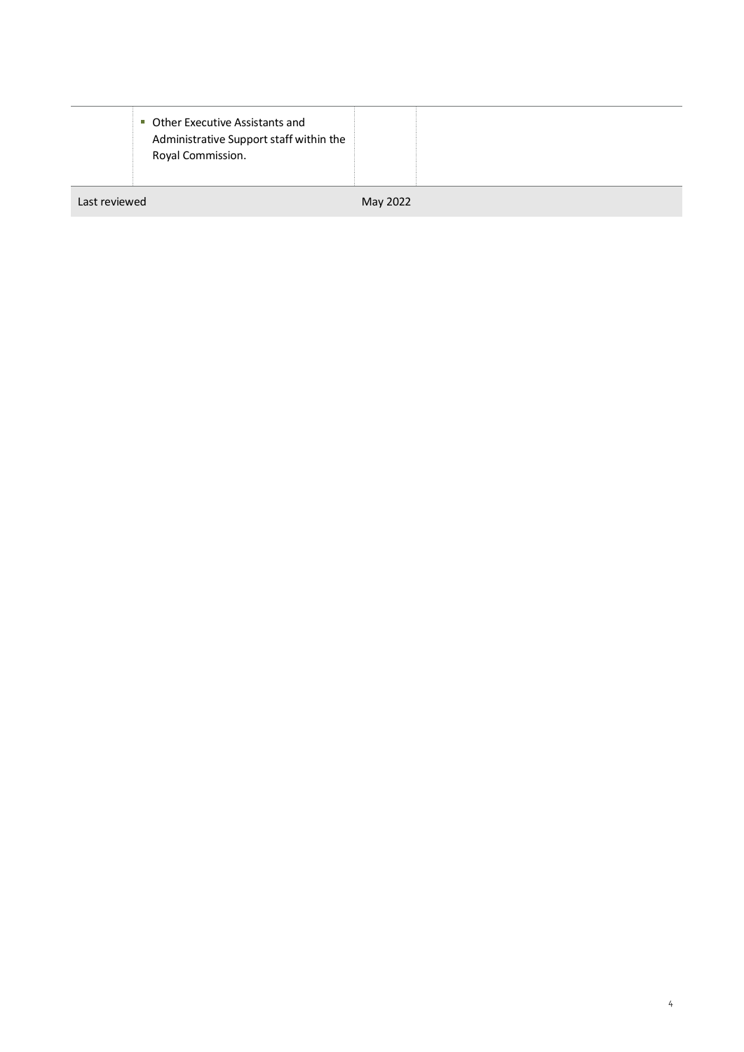| | | | |
|---|---|---|---|
| | - Other Executive Assistants and Administrative Support staff within the Royal Commission. | | |
| Last reviewed | | May 2022 | |